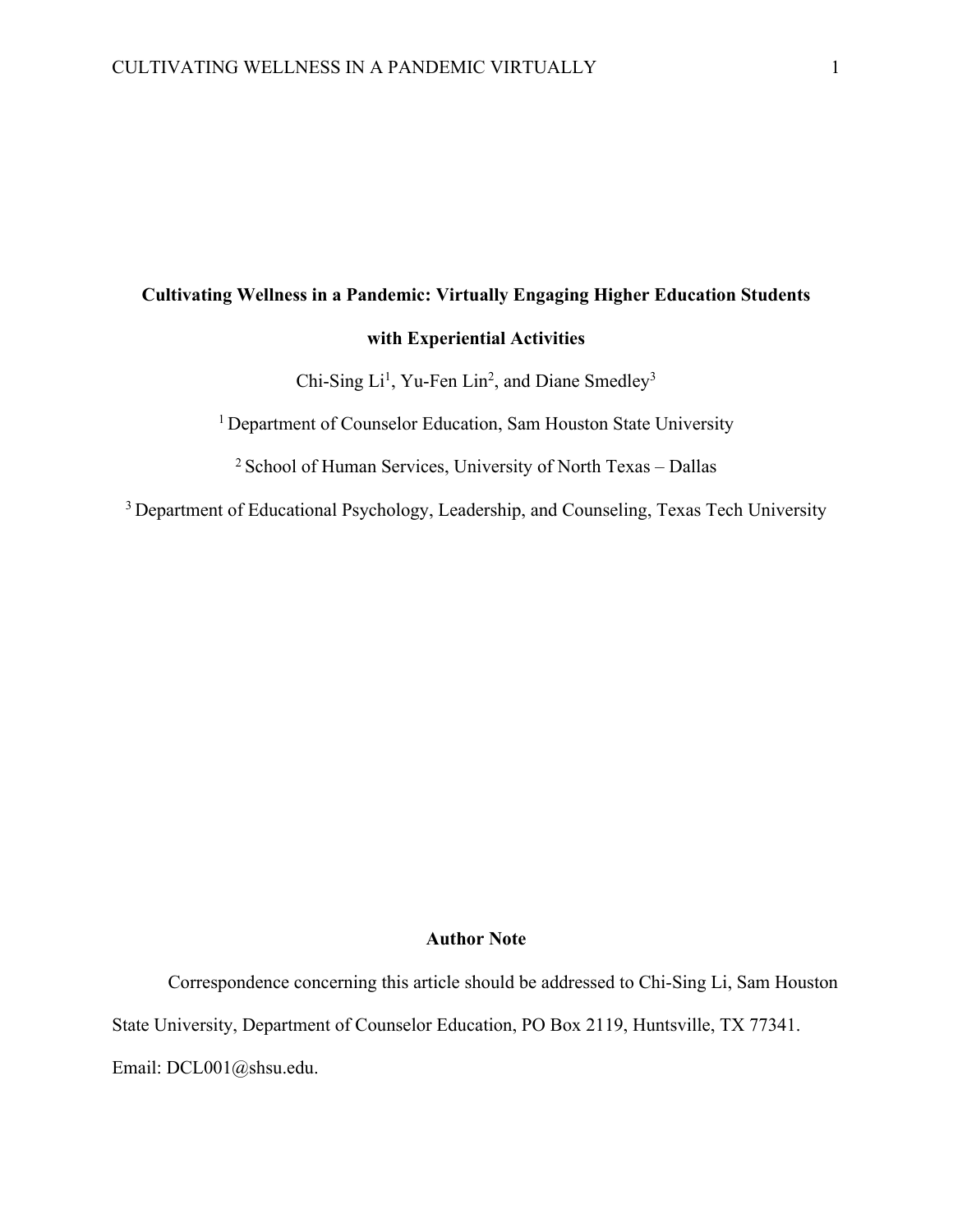# Cultivating Wellness in a Pandemic: Virtually Engaging Higher Education Students with Experiential Activities

Chi-Sing Li[1], Yu-Fen Lin[2], and Diane Smedley[3]

[1] Department of Counselor Education, Sam Houston State University

[2] School of Human Services, University of North Texas – Dallas

[3] Department of Educational Psychology, Leadership, and Counseling, Texas Tech University

## Author Note

Correspondence concerning this article should be addressed to Chi-Sing Li, Sam Houston State University, Department of Counselor Education, PO Box 2119, Huntsville, TX 77341. Email: DCL001@shsu.edu.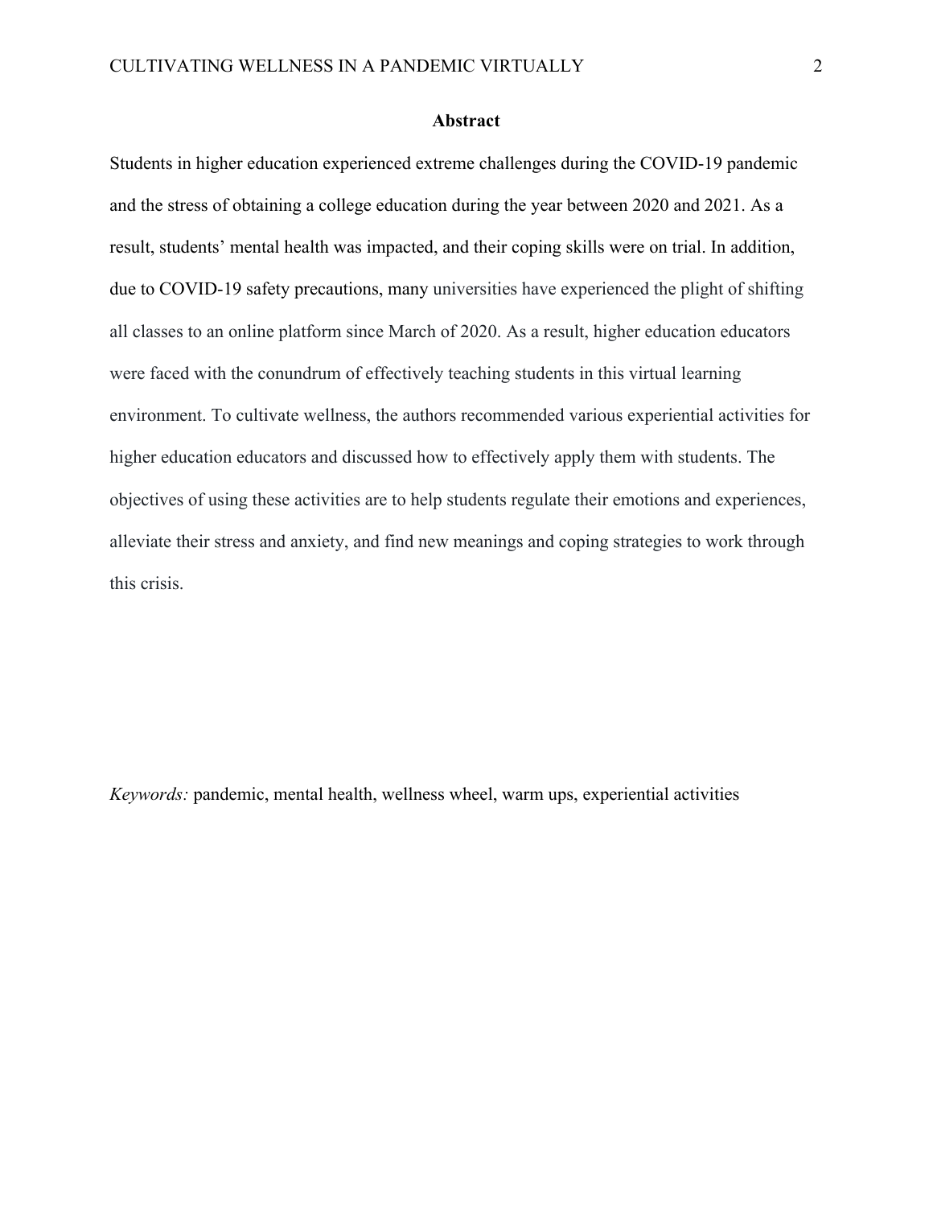## Abstract

Students in higher education experienced extreme challenges during the COVID-19 pandemic and the stress of obtaining a college education during the year between 2020 and 2021. As a result, students' mental health was impacted, and their coping skills were on trial. In addition, due to COVID-19 safety precautions, many universities have experienced the plight of shifting all classes to an online platform since March of 2020. As a result, higher education educators were faced with the conundrum of effectively teaching students in this virtual learning environment. To cultivate wellness, the authors recommended various experiential activities for higher education educators and discussed how to effectively apply them with students. The objectives of using these activities are to help students regulate their emotions and experiences, alleviate their stress and anxiety, and find new meanings and coping strategies to work through this crisis.

*Keywords:* pandemic, mental health, wellness wheel, warm ups, experiential activities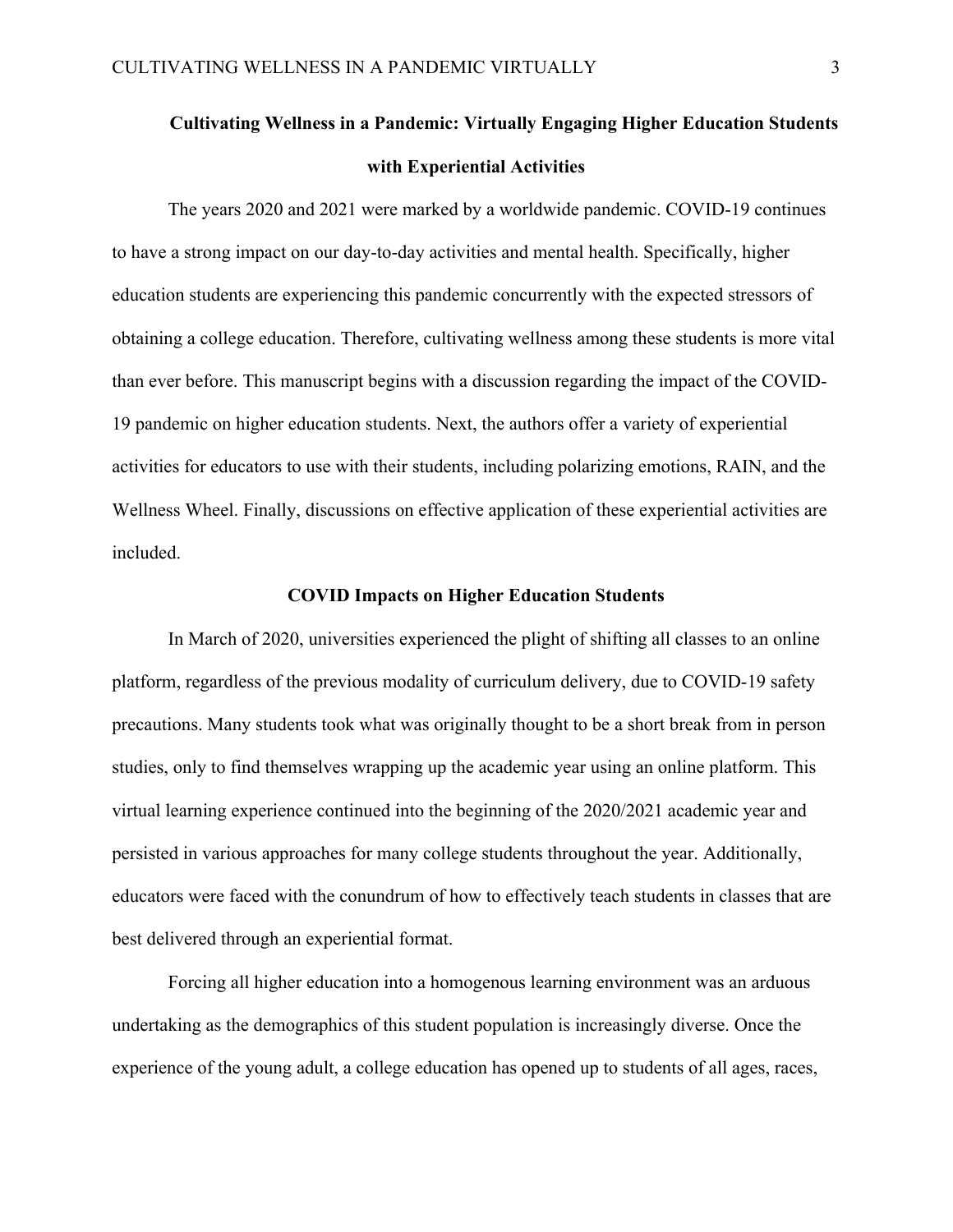# Cultivating Wellness in a Pandemic: Virtually Engaging Higher Education Students with Experiential Activities

The years 2020 and 2021 were marked by a worldwide pandemic. COVID-19 continues to have a strong impact on our day-to-day activities and mental health. Specifically, higher education students are experiencing this pandemic concurrently with the expected stressors of obtaining a college education. Therefore, cultivating wellness among these students is more vital than ever before. This manuscript begins with a discussion regarding the impact of the COVID-19 pandemic on higher education students. Next, the authors offer a variety of experiential activities for educators to use with their students, including polarizing emotions, RAIN, and the Wellness Wheel. Finally, discussions on effective application of these experiential activities are included.

## COVID Impacts on Higher Education Students

In March of 2020, universities experienced the plight of shifting all classes to an online platform, regardless of the previous modality of curriculum delivery, due to COVID-19 safety precautions. Many students took what was originally thought to be a short break from in person studies, only to find themselves wrapping up the academic year using an online platform. This virtual learning experience continued into the beginning of the 2020/2021 academic year and persisted in various approaches for many college students throughout the year. Additionally, educators were faced with the conundrum of how to effectively teach students in classes that are best delivered through an experiential format.

Forcing all higher education into a homogenous learning environment was an arduous undertaking as the demographics of this student population is increasingly diverse. Once the experience of the young adult, a college education has opened up to students of all ages, races,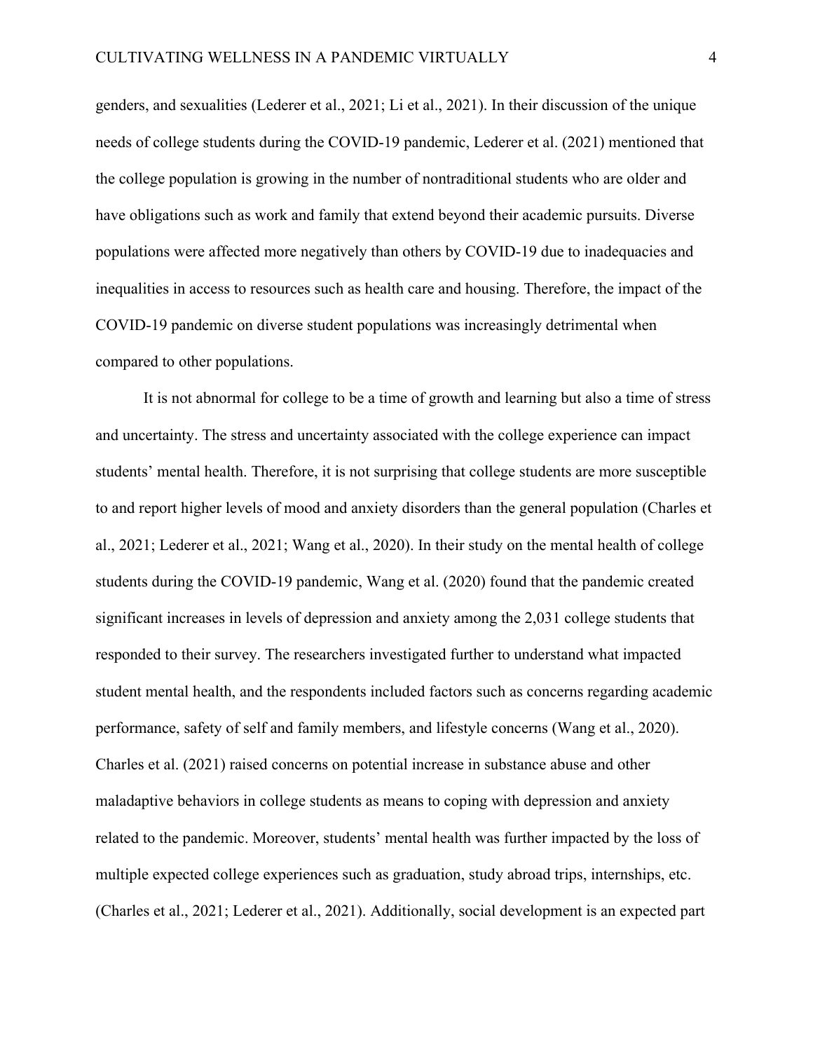genders, and sexualities (Lederer et al., 2021; Li et al., 2021). In their discussion of the unique needs of college students during the COVID-19 pandemic, Lederer et al. (2021) mentioned that the college population is growing in the number of nontraditional students who are older and have obligations such as work and family that extend beyond their academic pursuits. Diverse populations were affected more negatively than others by COVID-19 due to inadequacies and inequalities in access to resources such as health care and housing. Therefore, the impact of the COVID-19 pandemic on diverse student populations was increasingly detrimental when compared to other populations.

It is not abnormal for college to be a time of growth and learning but also a time of stress and uncertainty. The stress and uncertainty associated with the college experience can impact students' mental health. Therefore, it is not surprising that college students are more susceptible to and report higher levels of mood and anxiety disorders than the general population (Charles et al., 2021; Lederer et al., 2021; Wang et al., 2020). In their study on the mental health of college students during the COVID-19 pandemic, Wang et al. (2020) found that the pandemic created significant increases in levels of depression and anxiety among the 2,031 college students that responded to their survey. The researchers investigated further to understand what impacted student mental health, and the respondents included factors such as concerns regarding academic performance, safety of self and family members, and lifestyle concerns (Wang et al., 2020). Charles et al. (2021) raised concerns on potential increase in substance abuse and other maladaptive behaviors in college students as means to coping with depression and anxiety related to the pandemic. Moreover, students' mental health was further impacted by the loss of multiple expected college experiences such as graduation, study abroad trips, internships, etc. (Charles et al., 2021; Lederer et al., 2021). Additionally, social development is an expected part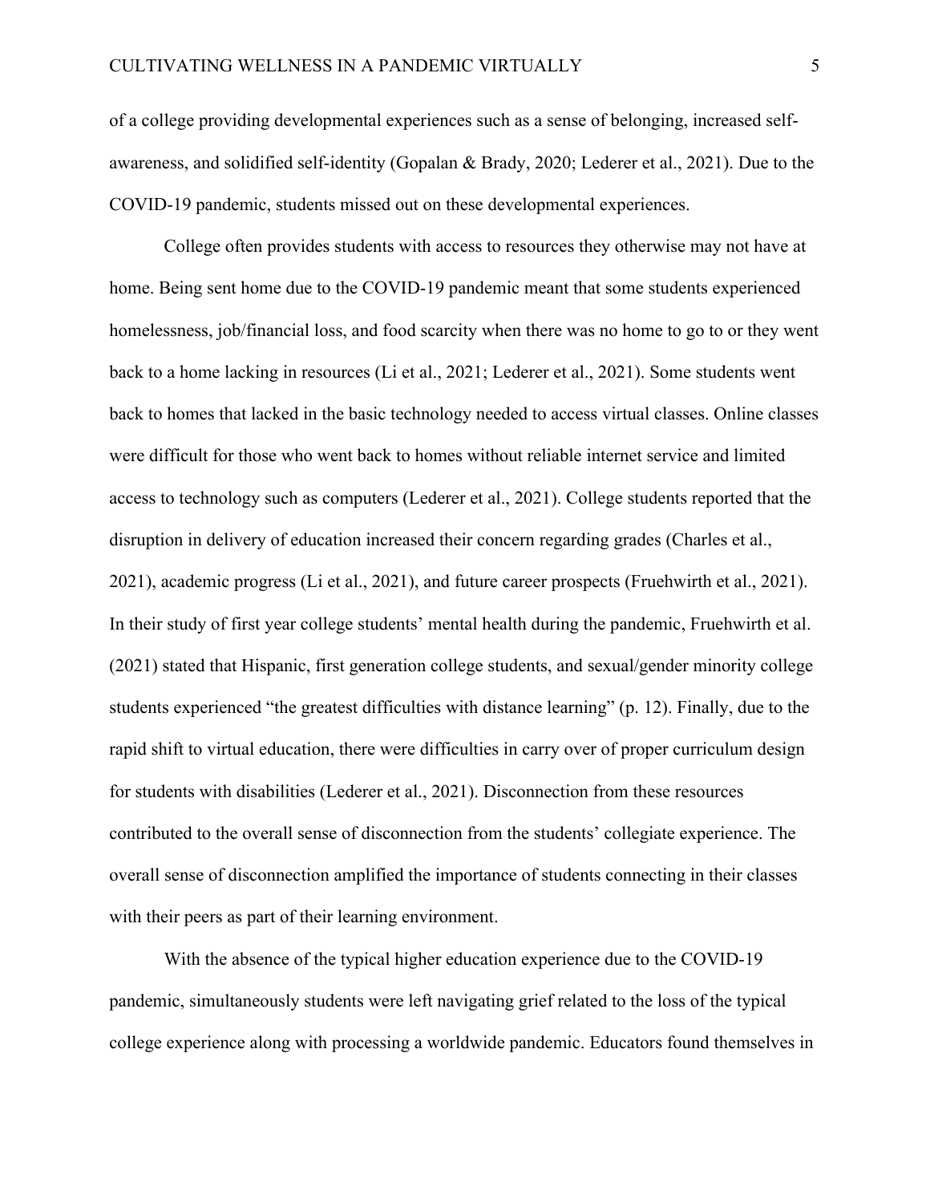of a college providing developmental experiences such as a sense of belonging, increased self-awareness, and solidified self-identity (Gopalan & Brady, 2020; Lederer et al., 2021). Due to the COVID-19 pandemic, students missed out on these developmental experiences.

College often provides students with access to resources they otherwise may not have at home. Being sent home due to the COVID-19 pandemic meant that some students experienced homelessness, job/financial loss, and food scarcity when there was no home to go to or they went back to a home lacking in resources (Li et al., 2021; Lederer et al., 2021). Some students went back to homes that lacked in the basic technology needed to access virtual classes. Online classes were difficult for those who went back to homes without reliable internet service and limited access to technology such as computers (Lederer et al., 2021). College students reported that the disruption in delivery of education increased their concern regarding grades (Charles et al., 2021), academic progress (Li et al., 2021), and future career prospects (Fruehwirth et al., 2021). In their study of first year college students' mental health during the pandemic, Fruehwirth et al. (2021) stated that Hispanic, first generation college students, and sexual/gender minority college students experienced "the greatest difficulties with distance learning" (p. 12). Finally, due to the rapid shift to virtual education, there were difficulties in carry over of proper curriculum design for students with disabilities (Lederer et al., 2021). Disconnection from these resources contributed to the overall sense of disconnection from the students' collegiate experience. The overall sense of disconnection amplified the importance of students connecting in their classes with their peers as part of their learning environment.

With the absence of the typical higher education experience due to the COVID-19 pandemic, simultaneously students were left navigating grief related to the loss of the typical college experience along with processing a worldwide pandemic. Educators found themselves in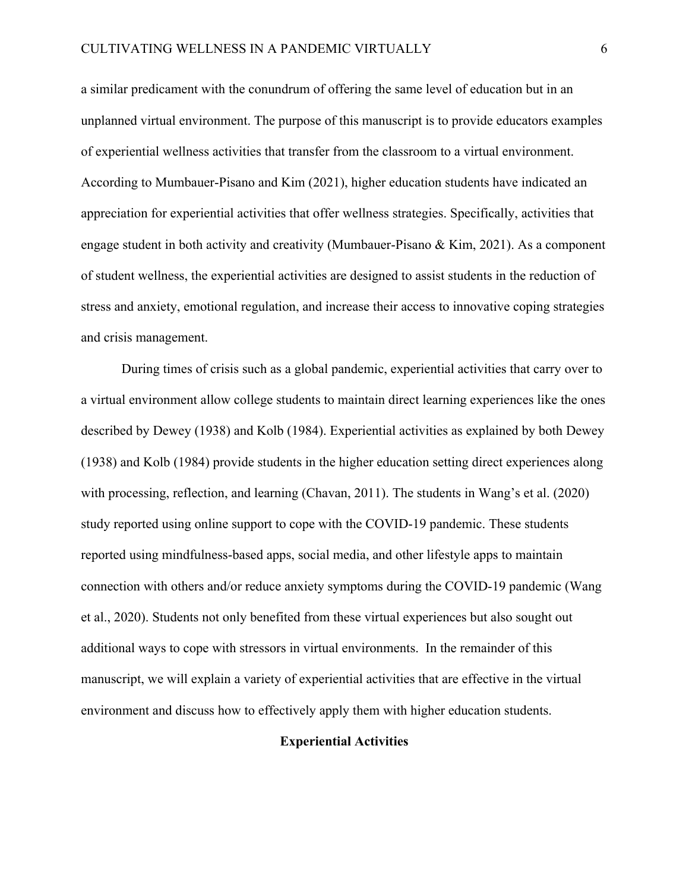a similar predicament with the conundrum of offering the same level of education but in an unplanned virtual environment. The purpose of this manuscript is to provide educators examples of experiential wellness activities that transfer from the classroom to a virtual environment. According to Mumbauer-Pisano and Kim (2021), higher education students have indicated an appreciation for experiential activities that offer wellness strategies. Specifically, activities that engage student in both activity and creativity (Mumbauer-Pisano & Kim, 2021). As a component of student wellness, the experiential activities are designed to assist students in the reduction of stress and anxiety, emotional regulation, and increase their access to innovative coping strategies and crisis management.

During times of crisis such as a global pandemic, experiential activities that carry over to a virtual environment allow college students to maintain direct learning experiences like the ones described by Dewey (1938) and Kolb (1984). Experiential activities as explained by both Dewey (1938) and Kolb (1984) provide students in the higher education setting direct experiences along with processing, reflection, and learning (Chavan, 2011). The students in Wang's et al. (2020) study reported using online support to cope with the COVID-19 pandemic. These students reported using mindfulness-based apps, social media, and other lifestyle apps to maintain connection with others and/or reduce anxiety symptoms during the COVID-19 pandemic (Wang et al., 2020). Students not only benefited from these virtual experiences but also sought out additional ways to cope with stressors in virtual environments. In the remainder of this manuscript, we will explain a variety of experiential activities that are effective in the virtual environment and discuss how to effectively apply them with higher education students.

## Experiential Activities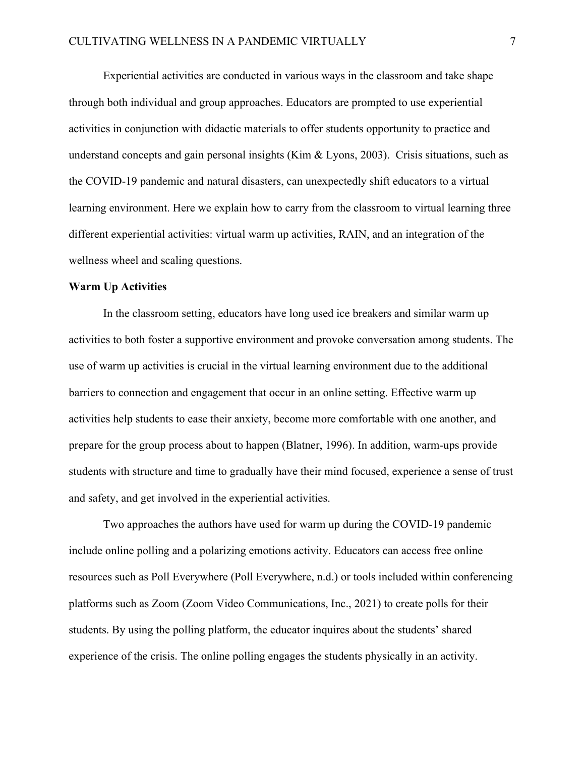Experiential activities are conducted in various ways in the classroom and take shape through both individual and group approaches. Educators are prompted to use experiential activities in conjunction with didactic materials to offer students opportunity to practice and understand concepts and gain personal insights (Kim & Lyons, 2003). Crisis situations, such as the COVID-19 pandemic and natural disasters, can unexpectedly shift educators to a virtual learning environment. Here we explain how to carry from the classroom to virtual learning three different experiential activities: virtual warm up activities, RAIN, and an integration of the wellness wheel and scaling questions.

## Warm Up Activities

In the classroom setting, educators have long used ice breakers and similar warm up activities to both foster a supportive environment and provoke conversation among students. The use of warm up activities is crucial in the virtual learning environment due to the additional barriers to connection and engagement that occur in an online setting. Effective warm up activities help students to ease their anxiety, become more comfortable with one another, and prepare for the group process about to happen (Blatner, 1996). In addition, warm-ups provide students with structure and time to gradually have their mind focused, experience a sense of trust and safety, and get involved in the experiential activities.

Two approaches the authors have used for warm up during the COVID-19 pandemic include online polling and a polarizing emotions activity. Educators can access free online resources such as Poll Everywhere (Poll Everywhere, n.d.) or tools included within conferencing platforms such as Zoom (Zoom Video Communications, Inc., 2021) to create polls for their students. By using the polling platform, the educator inquires about the students' shared experience of the crisis. The online polling engages the students physically in an activity.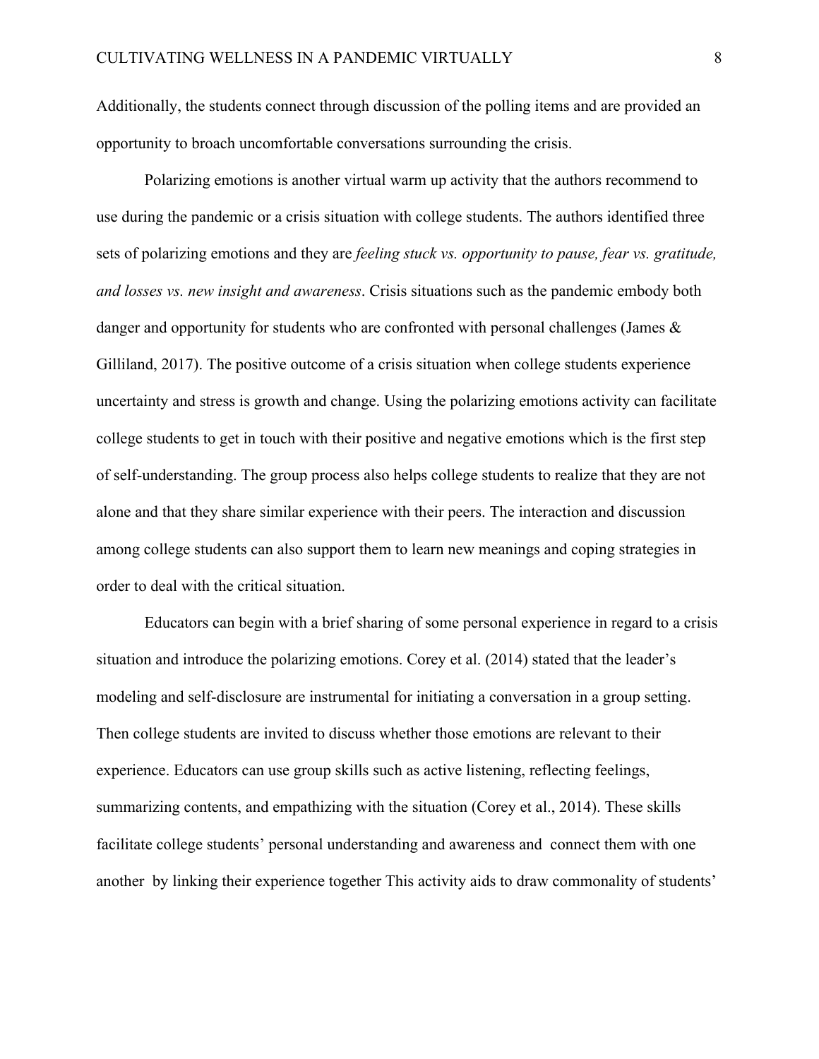Additionally, the students connect through discussion of the polling items and are provided an opportunity to broach uncomfortable conversations surrounding the crisis.

Polarizing emotions is another virtual warm up activity that the authors recommend to use during the pandemic or a crisis situation with college students. The authors identified three sets of polarizing emotions and they are *feeling stuck vs. opportunity to pause, fear vs. gratitude, and losses vs. new insight and awareness*. Crisis situations such as the pandemic embody both danger and opportunity for students who are confronted with personal challenges (James & Gilliland, 2017). The positive outcome of a crisis situation when college students experience uncertainty and stress is growth and change. Using the polarizing emotions activity can facilitate college students to get in touch with their positive and negative emotions which is the first step of self-understanding. The group process also helps college students to realize that they are not alone and that they share similar experience with their peers. The interaction and discussion among college students can also support them to learn new meanings and coping strategies in order to deal with the critical situation.

Educators can begin with a brief sharing of some personal experience in regard to a crisis situation and introduce the polarizing emotions. Corey et al. (2014) stated that the leader's modeling and self-disclosure are instrumental for initiating a conversation in a group setting. Then college students are invited to discuss whether those emotions are relevant to their experience. Educators can use group skills such as active listening, reflecting feelings, summarizing contents, and empathizing with the situation (Corey et al., 2014). These skills facilitate college students' personal understanding and awareness and connect them with one another by linking their experience together This activity aids to draw commonality of students'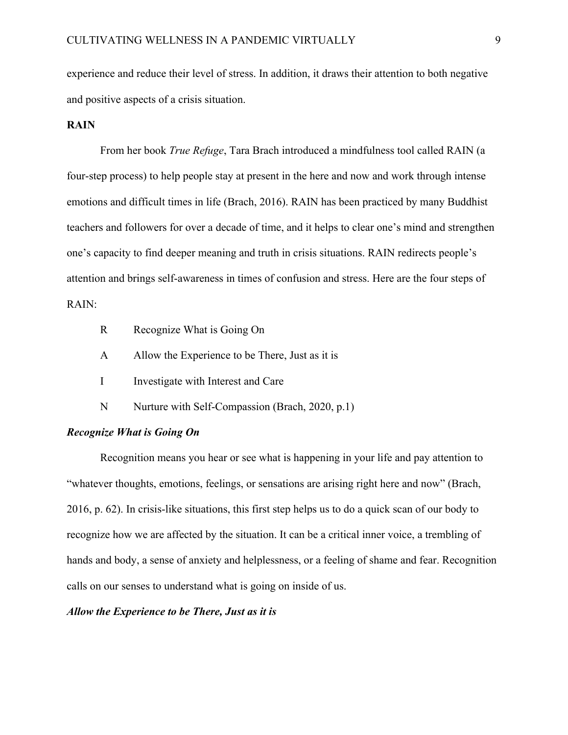experience and reduce their level of stress. In addition, it draws their attention to both negative and positive aspects of a crisis situation.

**RAIN**

From her book *True Refuge*, Tara Brach introduced a mindfulness tool called RAIN (a four-step process) to help people stay at present in the here and now and work through intense emotions and difficult times in life (Brach, 2016). RAIN has been practiced by many Buddhist teachers and followers for over a decade of time, and it helps to clear one's mind and strengthen one's capacity to find deeper meaning and truth in crisis situations. RAIN redirects people's attention and brings self-awareness in times of confusion and stress. Here are the four steps of RAIN:

R Recognize What is Going On

A Allow the Experience to be There, Just as it is

I Investigate with Interest and Care

N Nurture with Self-Compassion (Brach, 2020, p.1)

***Recognize What is Going On***

Recognition means you hear or see what is happening in your life and pay attention to "whatever thoughts, emotions, feelings, or sensations are arising right here and now" (Brach, 2016, p. 62). In crisis-like situations, this first step helps us to do a quick scan of our body to recognize how we are affected by the situation. It can be a critical inner voice, a trembling of hands and body, a sense of anxiety and helplessness, or a feeling of shame and fear. Recognition calls on our senses to understand what is going on inside of us.

***Allow the Experience to be There, Just as it is***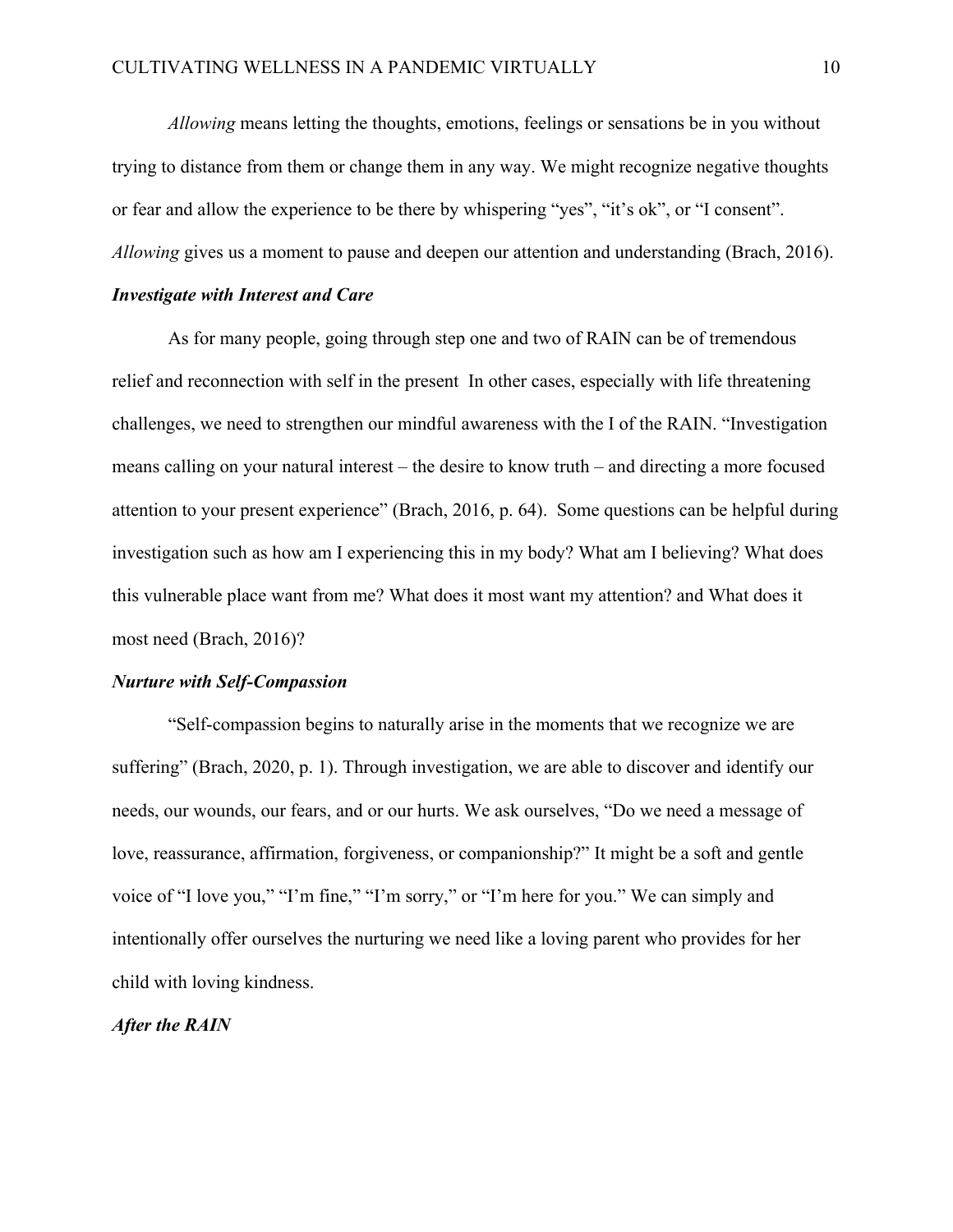*Allowing* means letting the thoughts, emotions, feelings or sensations be in you without trying to distance from them or change them in any way. We might recognize negative thoughts or fear and allow the experience to be there by whispering "yes", "it's ok", or "I consent". *Allowing* gives us a moment to pause and deepen our attention and understanding (Brach, 2016).

### *Investigate with Interest and Care*

As for many people, going through step one and two of RAIN can be of tremendous relief and reconnection with self in the present  In other cases, especially with life threatening challenges, we need to strengthen our mindful awareness with the I of the RAIN. "Investigation means calling on your natural interest – the desire to know truth – and directing a more focused attention to your present experience" (Brach, 2016, p. 64).  Some questions can be helpful during investigation such as how am I experiencing this in my body? What am I believing? What does this vulnerable place want from me? What does it most want my attention? and What does it most need (Brach, 2016)?

### *Nurture with Self-Compassion*

"Self-compassion begins to naturally arise in the moments that we recognize we are suffering" (Brach, 2020, p. 1). Through investigation, we are able to discover and identify our needs, our wounds, our fears, and or our hurts. We ask ourselves, "Do we need a message of love, reassurance, affirmation, forgiveness, or companionship?" It might be a soft and gentle voice of "I love you," "I'm fine," "I'm sorry," or "I'm here for you." We can simply and intentionally offer ourselves the nurturing we need like a loving parent who provides for her child with loving kindness.

### *After the RAIN*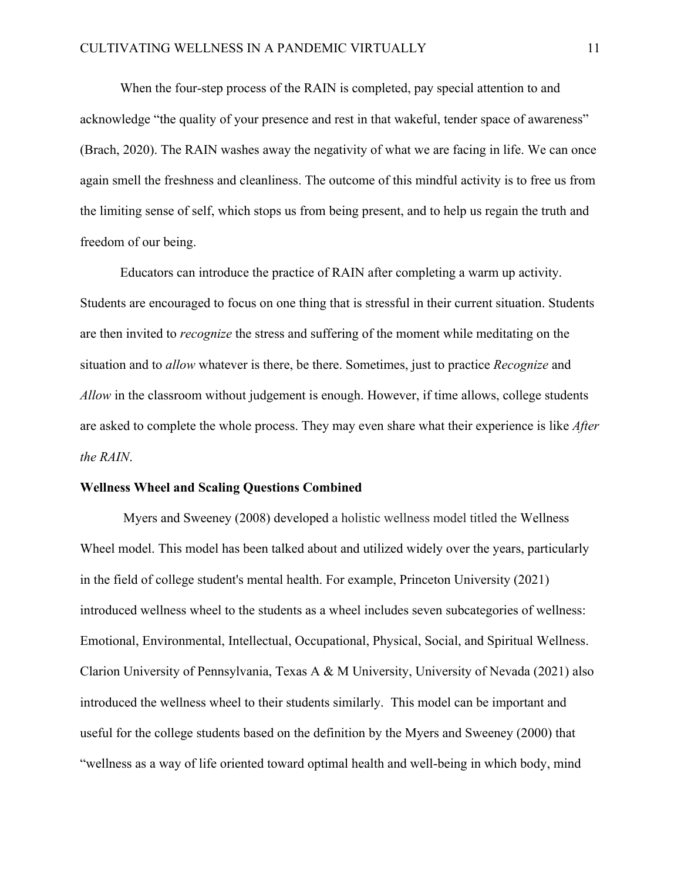When the four-step process of the RAIN is completed, pay special attention to and acknowledge "the quality of your presence and rest in that wakeful, tender space of awareness" (Brach, 2020). The RAIN washes away the negativity of what we are facing in life. We can once again smell the freshness and cleanliness. The outcome of this mindful activity is to free us from the limiting sense of self, which stops us from being present, and to help us regain the truth and freedom of our being.

Educators can introduce the practice of RAIN after completing a warm up activity. Students are encouraged to focus on one thing that is stressful in their current situation. Students are then invited to *recognize* the stress and suffering of the moment while meditating on the situation and to *allow* whatever is there, be there. Sometimes, just to practice *Recognize* and *Allow* in the classroom without judgement is enough. However, if time allows, college students are asked to complete the whole process. They may even share what their experience is like *After the RAIN*.

**Wellness Wheel and Scaling Questions Combined**

Myers and Sweeney (2008) developed a holistic wellness model titled the Wellness Wheel model. This model has been talked about and utilized widely over the years, particularly in the field of college student's mental health. For example, Princeton University (2021) introduced wellness wheel to the students as a wheel includes seven subcategories of wellness: Emotional, Environmental, Intellectual, Occupational, Physical, Social, and Spiritual Wellness. Clarion University of Pennsylvania, Texas A & M University, University of Nevada (2021) also introduced the wellness wheel to their students similarly. This model can be important and useful for the college students based on the definition by the Myers and Sweeney (2000) that "wellness as a way of life oriented toward optimal health and well-being in which body, mind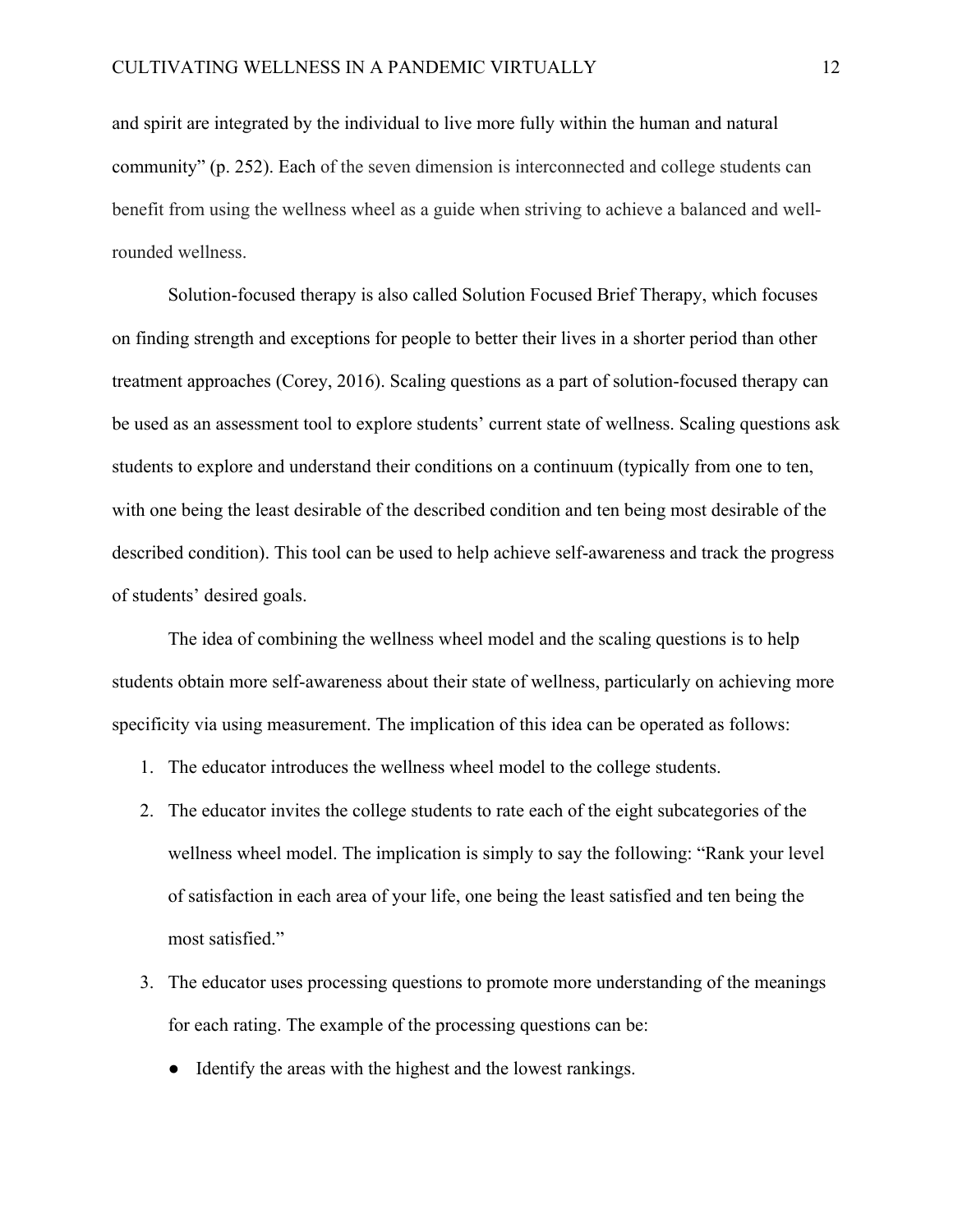and spirit are integrated by the individual to live more fully within the human and natural community" (p. 252). Each of the seven dimension is interconnected and college students can benefit from using the wellness wheel as a guide when striving to achieve a balanced and well-rounded wellness.

Solution-focused therapy is also called Solution Focused Brief Therapy, which focuses on finding strength and exceptions for people to better their lives in a shorter period than other treatment approaches (Corey, 2016). Scaling questions as a part of solution-focused therapy can be used as an assessment tool to explore students' current state of wellness. Scaling questions ask students to explore and understand their conditions on a continuum (typically from one to ten, with one being the least desirable of the described condition and ten being most desirable of the described condition). This tool can be used to help achieve self-awareness and track the progress of students' desired goals.

The idea of combining the wellness wheel model and the scaling questions is to help students obtain more self-awareness about their state of wellness, particularly on achieving more specificity via using measurement. The implication of this idea can be operated as follows:

1. The educator introduces the wellness wheel model to the college students.
2. The educator invites the college students to rate each of the eight subcategories of the wellness wheel model. The implication is simply to say the following: "Rank your level of satisfaction in each area of your life, one being the least satisfied and ten being the most satisfied."
3. The educator uses processing questions to promote more understanding of the meanings for each rating. The example of the processing questions can be:
   - Identify the areas with the highest and the lowest rankings.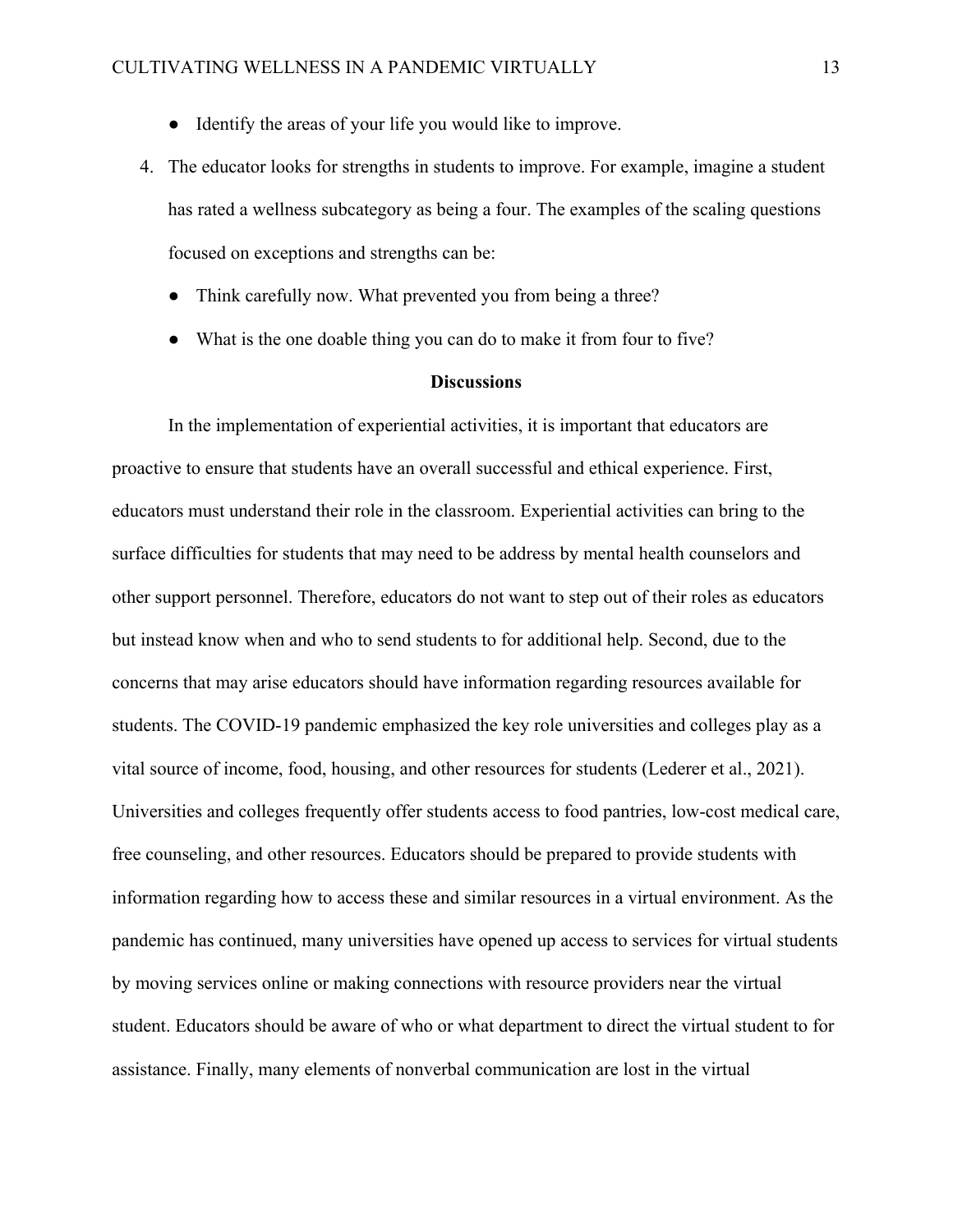- Identify the areas of your life you would like to improve.

4. The educator looks for strengths in students to improve. For example, imagine a student has rated a wellness subcategory as being a four. The examples of the scaling questions focused on exceptions and strengths can be:
   - Think carefully now. What prevented you from being a three?
   - What is the one doable thing you can do to make it from four to five?

## Discussions

In the implementation of experiential activities, it is important that educators are proactive to ensure that students have an overall successful and ethical experience. First, educators must understand their role in the classroom. Experiential activities can bring to the surface difficulties for students that may need to be address by mental health counselors and other support personnel. Therefore, educators do not want to step out of their roles as educators but instead know when and who to send students to for additional help. Second, due to the concerns that may arise educators should have information regarding resources available for students. The COVID-19 pandemic emphasized the key role universities and colleges play as a vital source of income, food, housing, and other resources for students (Lederer et al., 2021). Universities and colleges frequently offer students access to food pantries, low-cost medical care, free counseling, and other resources. Educators should be prepared to provide students with information regarding how to access these and similar resources in a virtual environment. As the pandemic has continued, many universities have opened up access to services for virtual students by moving services online or making connections with resource providers near the virtual student. Educators should be aware of who or what department to direct the virtual student to for assistance. Finally, many elements of nonverbal communication are lost in the virtual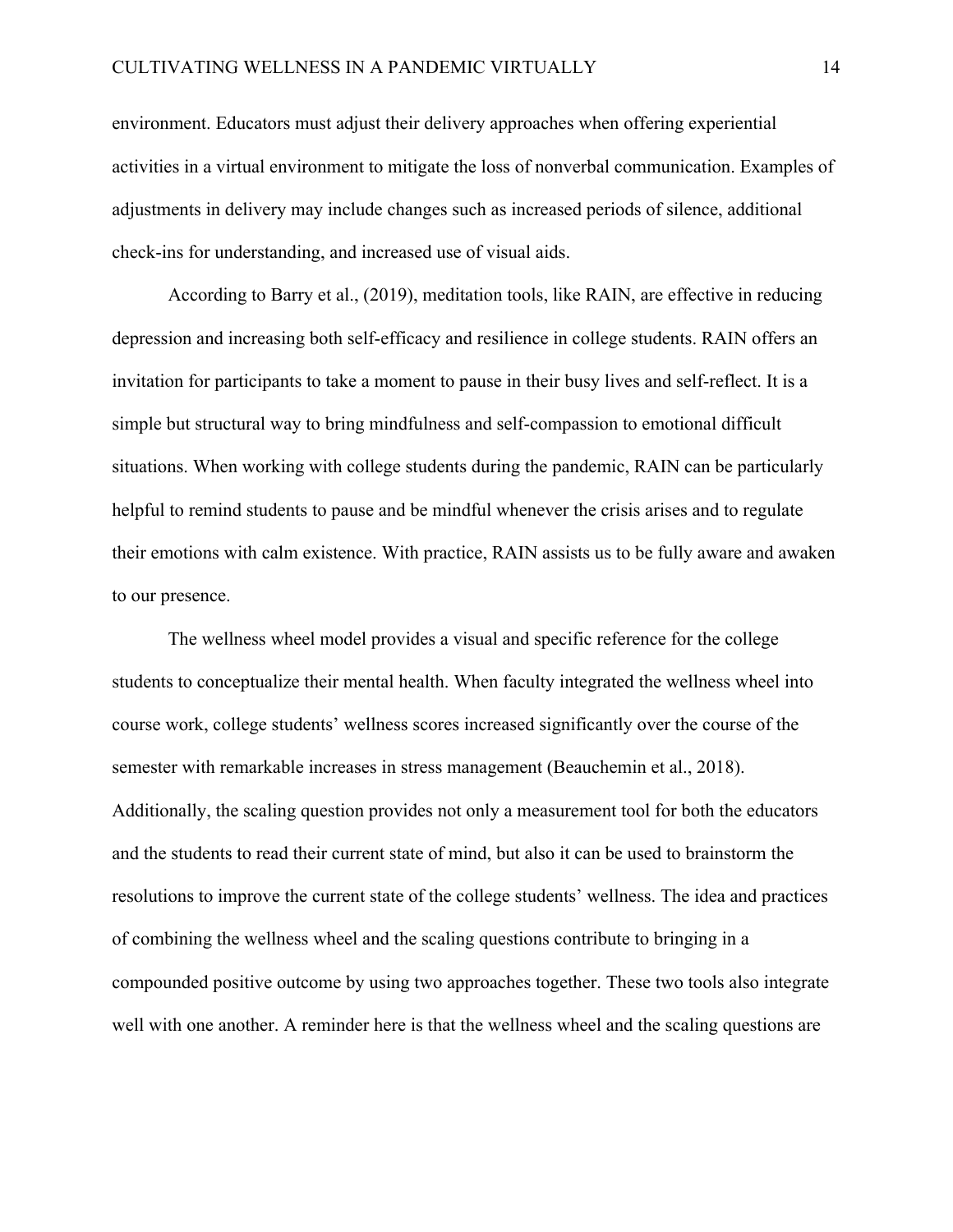environment. Educators must adjust their delivery approaches when offering experiential activities in a virtual environment to mitigate the loss of nonverbal communication. Examples of adjustments in delivery may include changes such as increased periods of silence, additional check-ins for understanding, and increased use of visual aids.

According to Barry et al., (2019), meditation tools, like RAIN, are effective in reducing depression and increasing both self-efficacy and resilience in college students. RAIN offers an invitation for participants to take a moment to pause in their busy lives and self-reflect. It is a simple but structural way to bring mindfulness and self-compassion to emotional difficult situations. When working with college students during the pandemic, RAIN can be particularly helpful to remind students to pause and be mindful whenever the crisis arises and to regulate their emotions with calm existence. With practice, RAIN assists us to be fully aware and awaken to our presence.

The wellness wheel model provides a visual and specific reference for the college students to conceptualize their mental health. When faculty integrated the wellness wheel into course work, college students' wellness scores increased significantly over the course of the semester with remarkable increases in stress management (Beauchemin et al., 2018). Additionally, the scaling question provides not only a measurement tool for both the educators and the students to read their current state of mind, but also it can be used to brainstorm the resolutions to improve the current state of the college students' wellness. The idea and practices of combining the wellness wheel and the scaling questions contribute to bringing in a compounded positive outcome by using two approaches together. These two tools also integrate well with one another. A reminder here is that the wellness wheel and the scaling questions are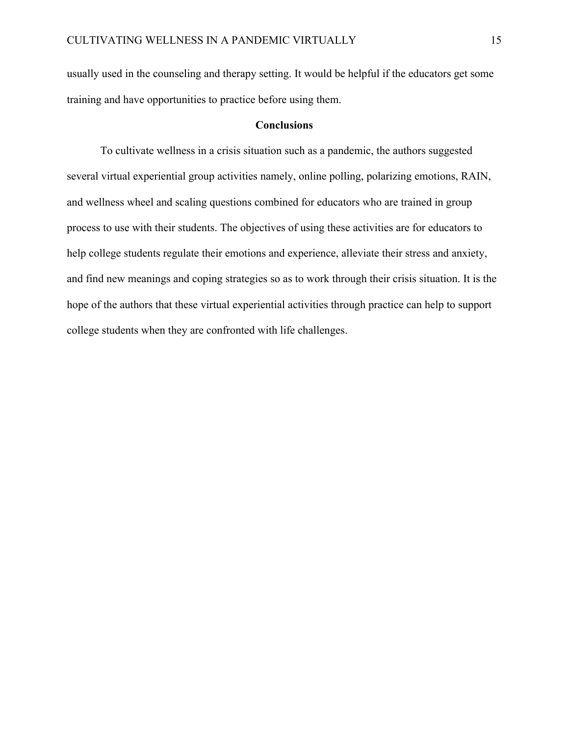usually used in the counseling and therapy setting. It would be helpful if the educators get some training and have opportunities to practice before using them.

## Conclusions

To cultivate wellness in a crisis situation such as a pandemic, the authors suggested several virtual experiential group activities namely, online polling, polarizing emotions, RAIN, and wellness wheel and scaling questions combined for educators who are trained in group process to use with their students. The objectives of using these activities are for educators to help college students regulate their emotions and experience, alleviate their stress and anxiety, and find new meanings and coping strategies so as to work through their crisis situation. It is the hope of the authors that these virtual experiential activities through practice can help to support college students when they are confronted with life challenges.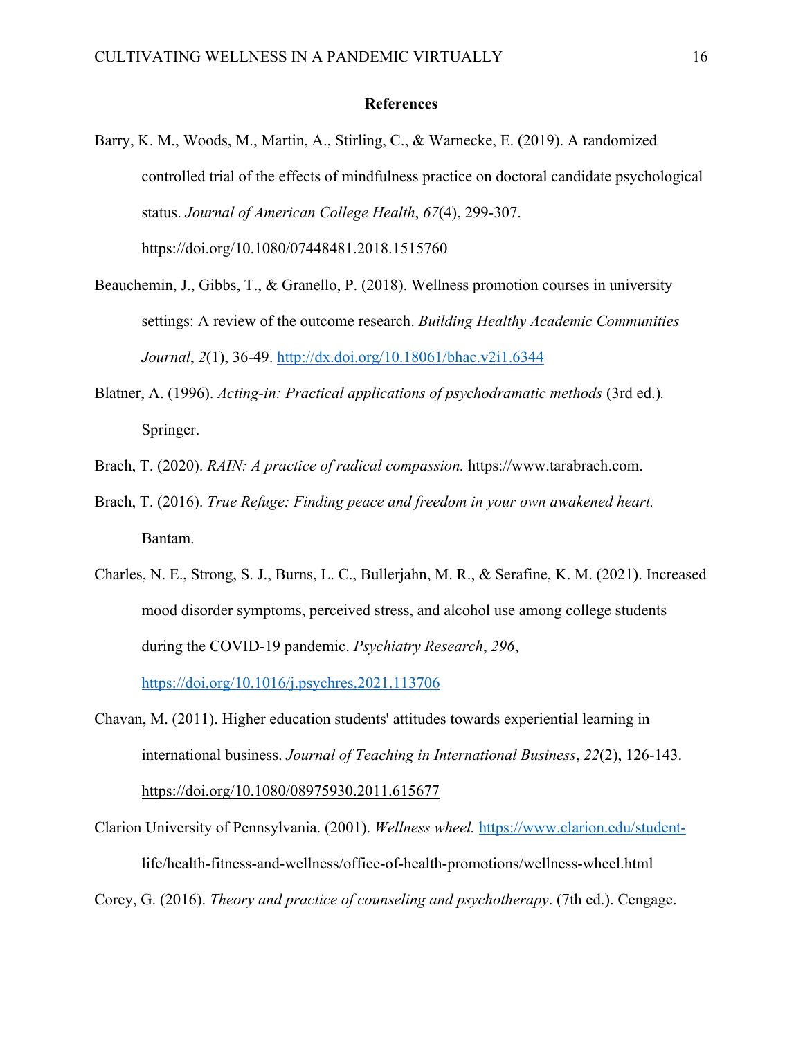## References

Barry, K. M., Woods, M., Martin, A., Stirling, C., & Warnecke, E. (2019). A randomized controlled trial of the effects of mindfulness practice on doctoral candidate psychological status. *Journal of American College Health*, *67*(4), 299-307. https://doi.org/10.1080/07448481.2018.1515760

Beauchemin, J., Gibbs, T., & Granello, P. (2018). Wellness promotion courses in university settings: A review of the outcome research. *Building Healthy Academic Communities Journal*, *2*(1), 36-49. http://dx.doi.org/10.18061/bhac.v2i1.6344

Blatner, A. (1996). *Acting-in: Practical applications of psychodramatic methods* (3rd ed.). Springer.

Brach, T. (2020). *RAIN: A practice of radical compassion.* https://www.tarabrach.com.

Brach, T. (2016). *True Refuge: Finding peace and freedom in your own awakened heart.* Bantam.

Charles, N. E., Strong, S. J., Burns, L. C., Bullerjahn, M. R., & Serafine, K. M. (2021). Increased mood disorder symptoms, perceived stress, and alcohol use among college students during the COVID-19 pandemic. *Psychiatry Research*, *296*, https://doi.org/10.1016/j.psychres.2021.113706

Chavan, M. (2011). Higher education students' attitudes towards experiential learning in international business. *Journal of Teaching in International Business*, *22*(2), 126-143. https://doi.org/10.1080/08975930.2011.615677

Clarion University of Pennsylvania. (2001). *Wellness wheel.* https://www.clarion.edu/student-life/health-fitness-and-wellness/office-of-health-promotions/wellness-wheel.html

Corey, G. (2016). *Theory and practice of counseling and psychotherapy*. (7th ed.). Cengage.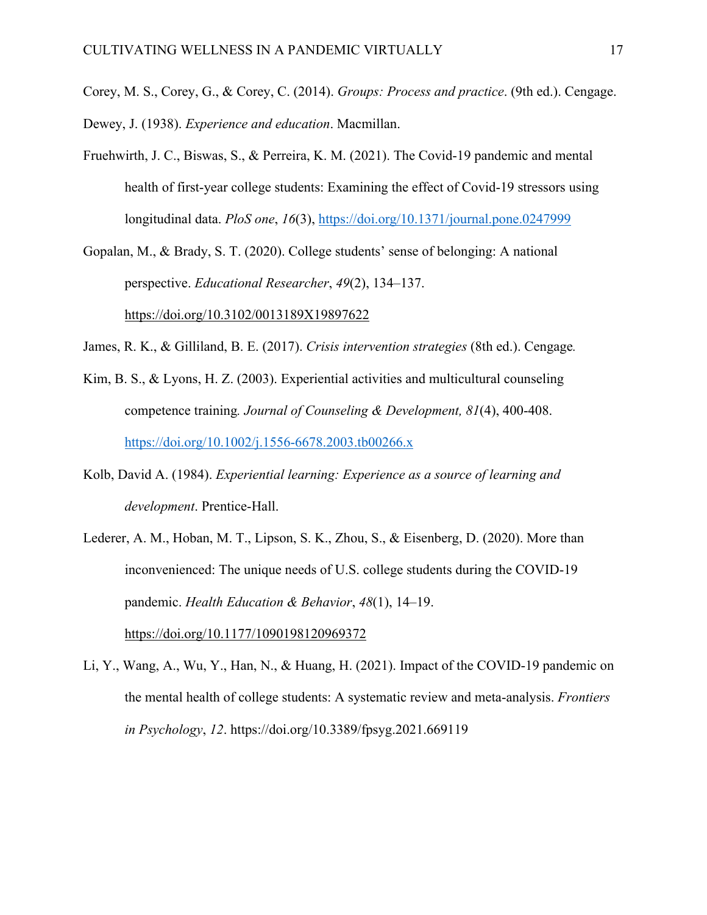Corey, M. S., Corey, G., & Corey, C. (2014). *Groups: Process and practice*. (9th ed.). Cengage.

Dewey, J. (1938). *Experience and education*. Macmillan.

Fruehwirth, J. C., Biswas, S., & Perreira, K. M. (2021). The Covid-19 pandemic and mental health of first-year college students: Examining the effect of Covid-19 stressors using longitudinal data. *PloS one*, *16*(3), https://doi.org/10.1371/journal.pone.0247999

Gopalan, M., & Brady, S. T. (2020). College students' sense of belonging: A national perspective. *Educational Researcher*, *49*(2), 134–137. https://doi.org/10.3102/0013189X19897622

James, R. K., & Gilliland, B. E. (2017). *Crisis intervention strategies* (8th ed.). Cengage.

Kim, B. S., & Lyons, H. Z. (2003). Experiential activities and multicultural counseling competence training. *Journal of Counseling & Development, 81*(4), 400-408. https://doi.org/10.1002/j.1556-6678.2003.tb00266.x

Kolb, David A. (1984). *Experiential learning: Experience as a source of learning and development*. Prentice-Hall.

Lederer, A. M., Hoban, M. T., Lipson, S. K., Zhou, S., & Eisenberg, D. (2020). More than inconvenienced: The unique needs of U.S. college students during the COVID-19 pandemic. *Health Education & Behavior*, *48*(1), 14–19. https://doi.org/10.1177/1090198120969372

Li, Y., Wang, A., Wu, Y., Han, N., & Huang, H. (2021). Impact of the COVID-19 pandemic on the mental health of college students: A systematic review and meta-analysis. *Frontiers in Psychology*, *12*. https://doi.org/10.3389/fpsyg.2021.669119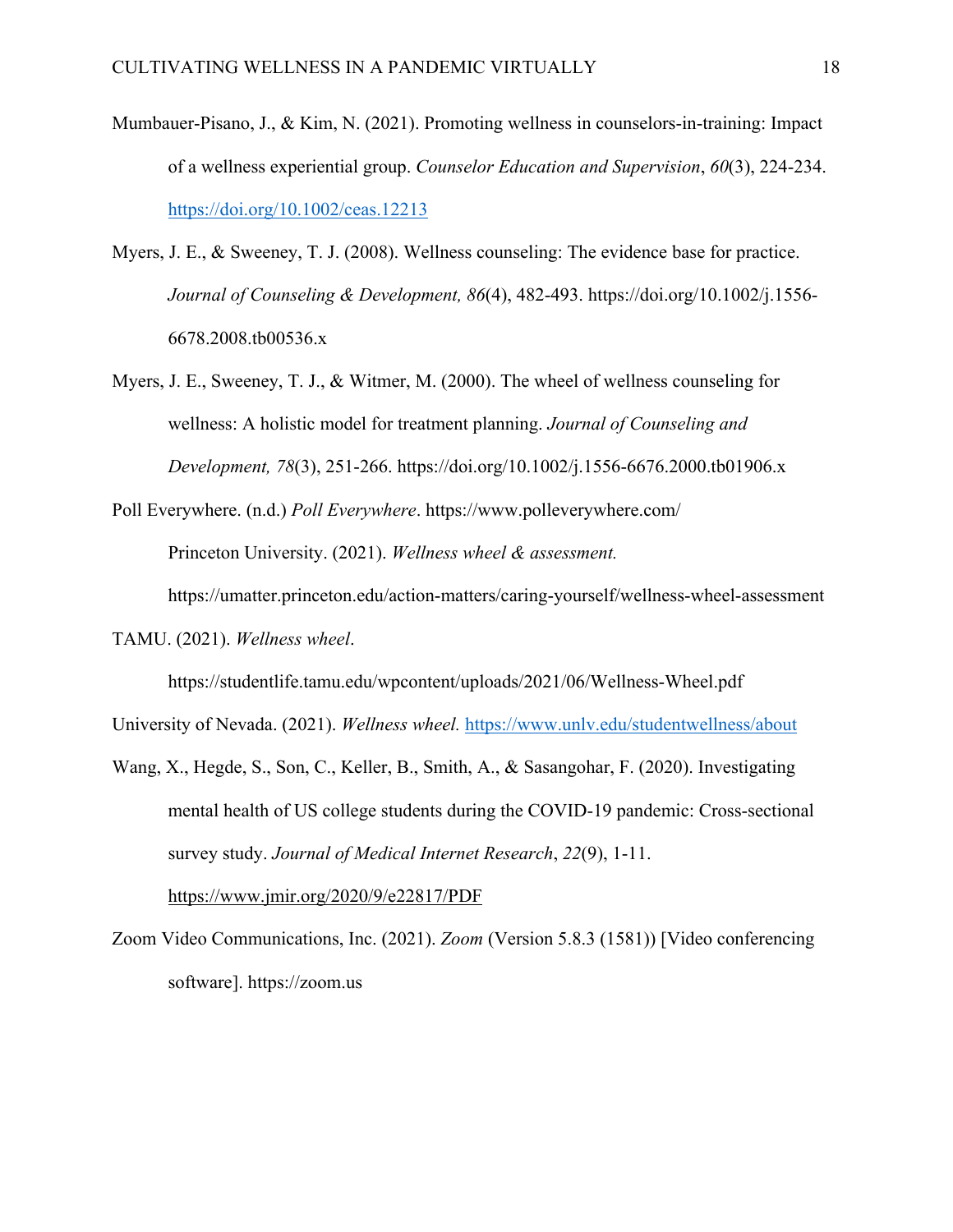Mumbauer-Pisano, J., & Kim, N. (2021). Promoting wellness in counselors-in-training: Impact of a wellness experiential group. *Counselor Education and Supervision*, *60*(3), 224-234. https://doi.org/10.1002/ceas.12213

Myers, J. E., & Sweeney, T. J. (2008). Wellness counseling: The evidence base for practice. *Journal of Counseling & Development, 86*(4), 482-493. https://doi.org/10.1002/j.1556-6678.2008.tb00536.x

Myers, J. E., Sweeney, T. J., & Witmer, M. (2000). The wheel of wellness counseling for wellness: A holistic model for treatment planning. *Journal of Counseling and Development, 78*(3), 251-266. https://doi.org/10.1002/j.1556-6676.2000.tb01906.x

Poll Everywhere. (n.d.) *Poll Everywhere*. https://www.polleverywhere.com/

Princeton University. (2021). *Wellness wheel & assessment.* https://umatter.princeton.edu/action-matters/caring-yourself/wellness-wheel-assessment

TAMU. (2021). *Wellness wheel*. https://studentlife.tamu.edu/wpcontent/uploads/2021/06/Wellness-Wheel.pdf

University of Nevada. (2021). *Wellness wheel.* https://www.unlv.edu/studentwellness/about

Wang, X., Hegde, S., Son, C., Keller, B., Smith, A., & Sasangohar, F. (2020). Investigating mental health of US college students during the COVID-19 pandemic: Cross-sectional survey study. *Journal of Medical Internet Research*, *22*(9), 1-11. https://www.jmir.org/2020/9/e22817/PDF

Zoom Video Communications, Inc. (2021). *Zoom* (Version 5.8.3 (1581)) [Video conferencing software]. https://zoom.us